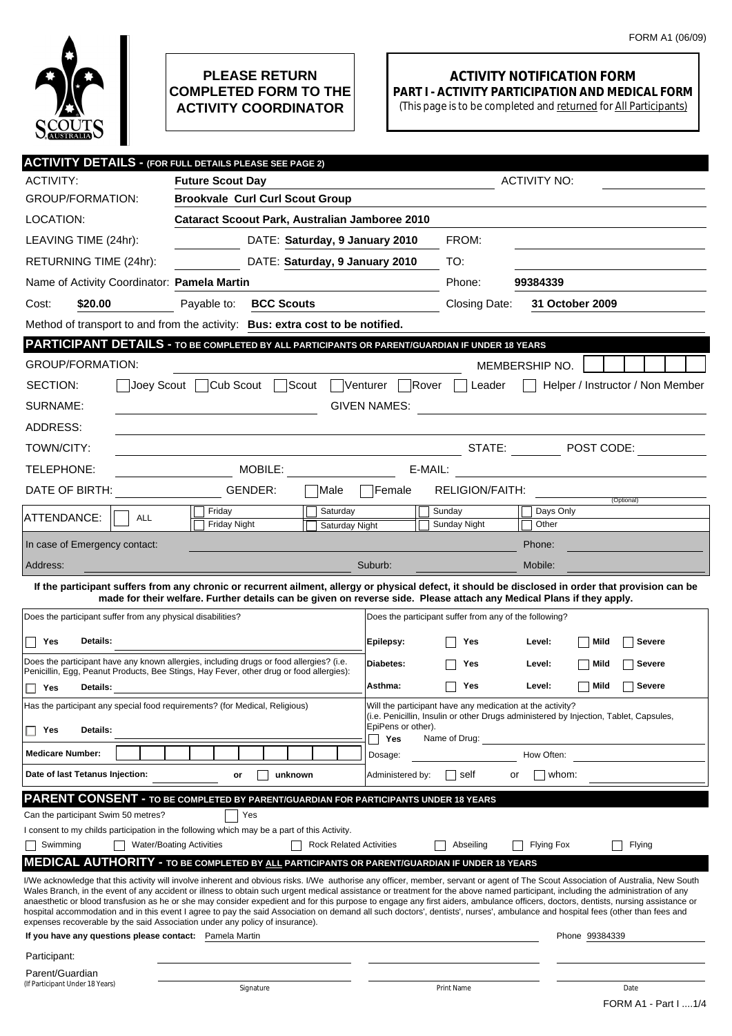FORM A1 (06/09)

**PLEASE RETURN COMPLETED FORM TO THE ACTIVITY COORDINATOR**

# ACTIVITY NOTIFICATION FORM

## PART I - ACTIVITY PARTICIPATION AND MEDICAL FORM

(This page is to be completed and returned for All Participants)

## ACTIVITY DETAILS - (FOR FULL DETAILS PLEASE SEE PAGE 2)

ACTIVITY: **Future Scout Day** ACTIVITY NO:

GROUP/FORMATION: **Brookvale Curl Curl Scout Group**

LOCATION: **Cataract Scoout Park, Australian Jamboree 2010**

LEAVING TIME (24hr): DATE: **Saturday, 9 January 2010** FROM:

RETURNING TIME (24hr): DATE: **Saturday, 9 January 2010** TO:

Name of Activity Coordinator: **Pamela Martin** Phone: **99384339**

Cost: **$20.00** Payable to: **BCC Scouts** Closing Date: **31 October 2009**

Method of transport to and from the activity: **Bus: extra cost to be notified.**

## PARTICIPANT DETAILS - TO BE COMPLETED BY ALL PARTICIPANTS OR PARENT/GUARDIAN IF UNDER 18 YEARS

GROUP/FORMATION: MEMBERSHIP NO.

SECTION: ☐ Joey Scout ☐ Cub Scout ☐ Scout ☐ Venturer ☐ Rover ☐ Leader ☐ Helper / Instructor / Non Member

SURNAME: GIVEN NAMES:

ADDRESS:

TOWN/CITY: STATE: POST CODE:

TELEPHONE: MOBILE: E-MAIL:

DATE OF BIRTH: GENDER: ☐ Male ☐ Female RELIGION/FAITH: (Optional)

ATTENDANCE: ☐ ALL ☐ Friday ☐ Friday Night ☐ Saturday ☐ Saturday Night ☐ Sunday ☐ Sunday Night ☐ Days Only ☐ Other

In case of Emergency contact: Phone:

Address: Suburb: Mobile:

**If the participant suffers from any chronic or recurrent ailment, allergy or physical defect, it should be disclosed in order that provision can be made for their welfare. Further details can be given on reverse side. Please attach any Medical Plans if they apply.**

Does the participant suffer from any physical disabilities?

☐ **Yes** **Details:**

Does the participant have any known allergies, including drugs or food allergies? (i.e. Penicillin, Egg, Peanut Products, Bee Stings, Hay Fever, other drug or food allergies):

☐ **Yes** **Details:**

Has the participant any special food requirements? (for Medical, Religious)

☐ **Yes** **Details:**

**Medicare Number:**

**Date of last Tetanus Injection:** or ☐ **unknown**

Does the participant suffer from any of the following?

| | | | |
|---|---|---|---|
| **Epilepsy:** | ☐ **Yes** | **Level:** | ☐ **Mild** ☐ **Severe** |
| **Diabetes:** | ☐ **Yes** | **Level:** | ☐ **Mild** ☐ **Severe** |
| **Asthma:** | ☐ **Yes** | **Level:** | ☐ **Mild** ☐ **Severe** |

Will the participant have any medication at the activity? (i.e. Penicillin, Insulin or other Drugs administered by Injection, Tablet, Capsules, EpiPens or other).

☐ **Yes** Name of Drug:

Dosage: How Often:

Administered by: ☐ self or ☐ whom:

## PARENT CONSENT - TO BE COMPLETED BY PARENT/GUARDIAN FOR PARTICIPANTS UNDER 18 YEARS

Can the participant Swim 50 metres? ☐ Yes

I consent to my childs participation in the following which may be a part of this Activity.

☐ Swimming ☐ Water/Boating Activities ☐ Rock Related Activities ☐ Abseiling ☐ Flying Fox ☐ Flying

## MEDICAL AUTHORITY - TO BE COMPLETED BY ALL PARTICIPANTS OR PARENT/GUARDIAN IF UNDER 18 YEARS

I/We acknowledge that this activity will involve inherent and obvious risks. I/We authorise any officer, member, servant or agent of The Scout Association of Australia, New South Wales Branch, in the event of any accident or illness to obtain such urgent medical assistance or treatment for the above named participant, including the administration of any anaesthetic or blood transfusion as he or she may consider expedient and for this purpose to engage any first aiders, ambulance officers, doctors, dentists, nursing assistance or hospital accommodation and in this event I agree to pay the said Association on demand all such doctors', dentists', nurses', ambulance and hospital fees (other than fees and expenses recoverable by the said Association under any policy of insurance).

**If you have any questions please contact:** Pamela Martin Phone 99384339

| | Signature | Print Name | Date |
|---|---|---|---|
| Participant: | | | |
| Parent/Guardian (If Participant Under 18 Years) | | | |

FORM A1 - Part I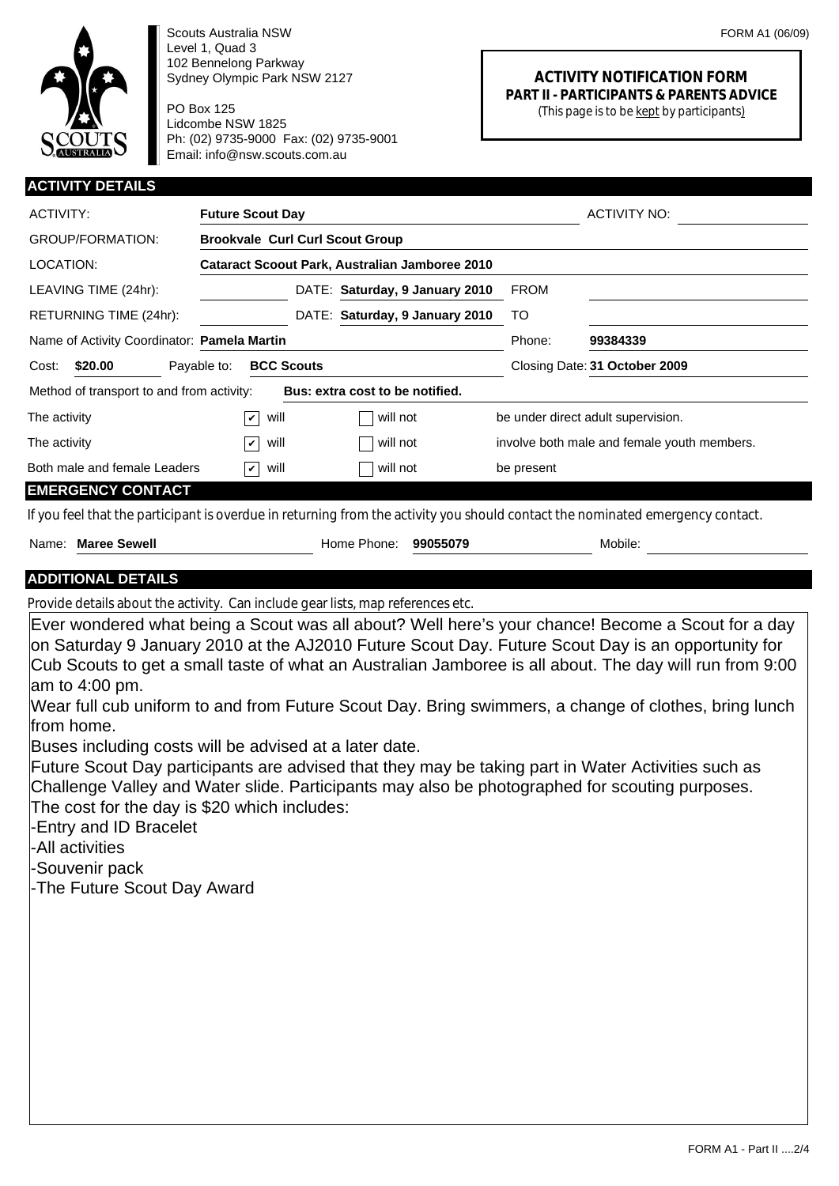Scouts Australia NSW
Level 1, Quad 3
102 Bennelong Parkway
Sydney Olympic Park NSW 2127

PO Box 125
Lidcombe NSW 1825
Ph: (02) 9735-9000 Fax: (02) 9735-9001
Email: info@nsw.scouts.com.au

FORM A1 (06/09)

**ACTIVITY NOTIFICATION FORM**
**PART II - PARTICIPANTS & PARENTS ADVICE**
*(This page is to be kept by participants)*

## ACTIVITY DETAILS

ACTIVITY: **Future Scout Day** ACTIVITY NO:

GROUP/FORMATION: **Brookvale Curl Curl Scout Group**

LOCATION: **Cataract Scoout Park, Australian Jamboree 2010**

LEAVING TIME (24hr): DATE: **Saturday, 9 January 2010** FROM

RETURNING TIME (24hr): DATE: **Saturday, 9 January 2010** TO

Name of Activity Coordinator: **Pamela Martin** Phone: **99384339**

Cost: **$20.00** Payable to: **BCC Scouts** Closing Date: **31 October 2009**

Method of transport to and from activity: **Bus: extra cost to be notified.**

The activity ☑ will ☐ will not be under direct adult supervision.

The activity ☑ will ☐ will not involve both male and female youth members.

Both male and female Leaders ☑ will ☐ will not be present

## EMERGENCY CONTACT

If you feel that the participant is overdue in returning from the activity you should contact the nominated emergency contact.

Name: **Maree Sewell** Home Phone: **99055079** Mobile:

## ADDITIONAL DETAILS

Provide details about the activity. Can include gear lists, map references etc.

Ever wondered what being a Scout was all about? Well here's your chance! Become a Scout for a day on Saturday 9 January 2010 at the AJ2010 Future Scout Day. Future Scout Day is an opportunity for Cub Scouts to get a small taste of what an Australian Jamboree is all about. The day will run from 9:00 am to 4:00 pm.

Wear full cub uniform to and from Future Scout Day. Bring swimmers, a change of clothes, bring lunch from home.

Buses including costs will be advised at a later date.

Future Scout Day participants are advised that they may be taking part in Water Activities such as Challenge Valley and Water slide. Participants may also be photographed for scouting purposes.

The cost for the day is $20 which includes:

- Entry and ID Bracelet
- All activities
- Souvenir pack
- The Future Scout Day Award

FORM A1 - Part II ....2/4